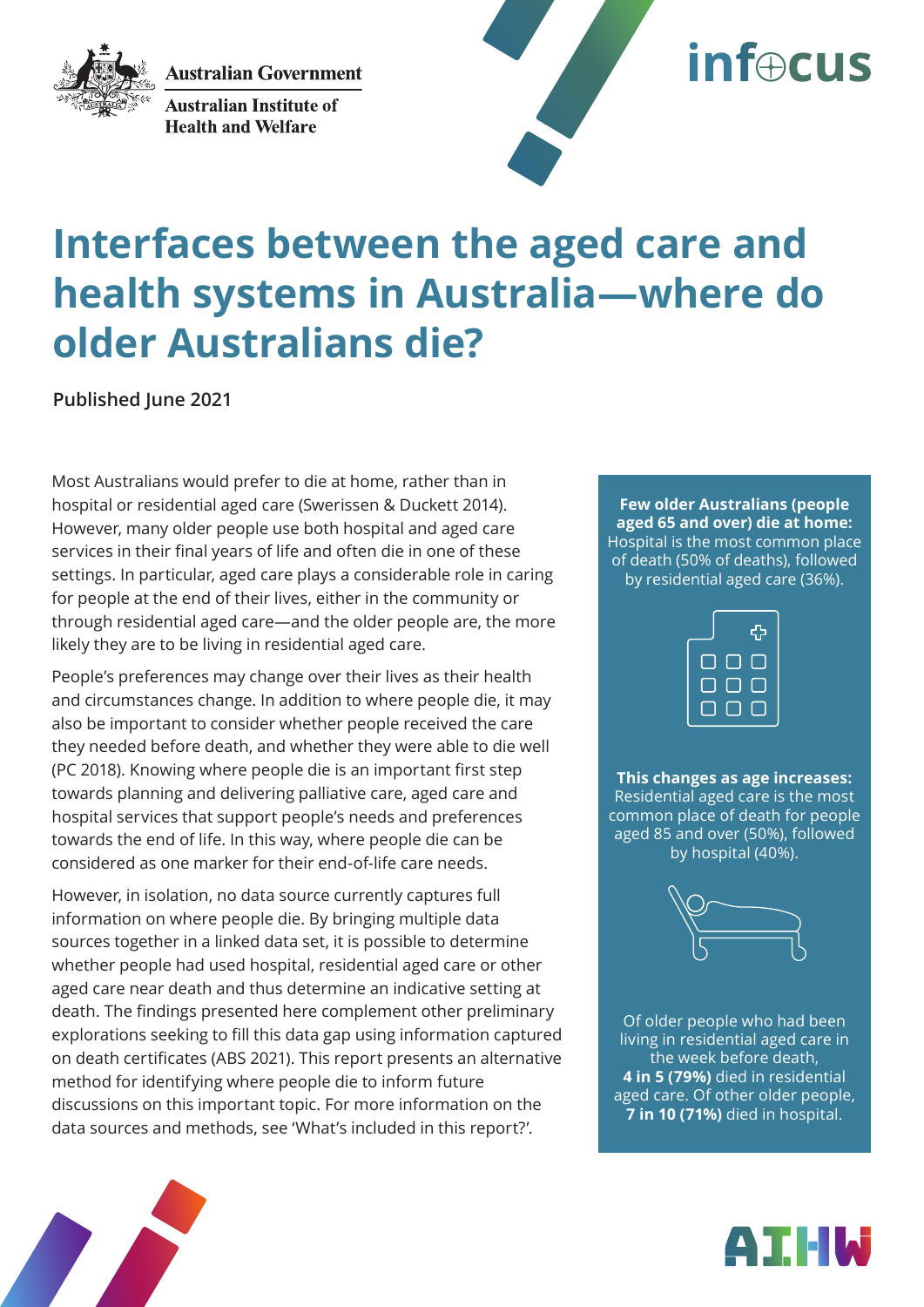Australian Government

Australian Institute of Health and Welfare

infocus

# Interfaces between the aged care and health systems in Australia—where do older Australians die?

**Published June 2021**

Most Australians would prefer to die at home, rather than in hospital or residential aged care (Swerissen & Duckett 2014). However, many older people use both hospital and aged care services in their final years of life and often die in one of these settings. In particular, aged care plays a considerable role in caring for people at the end of their lives, either in the community or through residential aged care—and the older people are, the more likely they are to be living in residential aged care.

People's preferences may change over their lives as their health and circumstances change. In addition to where people die, it may also be important to consider whether people received the care they needed before death, and whether they were able to die well (PC 2018). Knowing where people die is an important first step towards planning and delivering palliative care, aged care and hospital services that support people's needs and preferences towards the end of life. In this way, where people die can be considered as one marker for their end-of-life care needs.

However, in isolation, no data source currently captures full information on where people die. By bringing multiple data sources together in a linked data set, it is possible to determine whether people had used hospital, residential aged care or other aged care near death and thus determine an indicative setting at death. The findings presented here complement other preliminary explorations seeking to fill this data gap using information captured on death certificates (ABS 2021). This report presents an alternative method for identifying where people die to inform future discussions on this important topic. For more information on the data sources and methods, see 'What's included in this report?'.

**Few older Australians (people aged 65 and over) die at home:** Hospital is the most common place of death (50% of deaths), followed by residential aged care (36%).

**This changes as age increases:** Residential aged care is the most common place of death for people aged 85 and over (50%), followed by hospital (40%).

Of older people who had been living in residential aged care in the week before death, **4 in 5 (79%)** died in residential aged care. Of other older people, **7 in 10 (71%)** died in hospital.

AIHW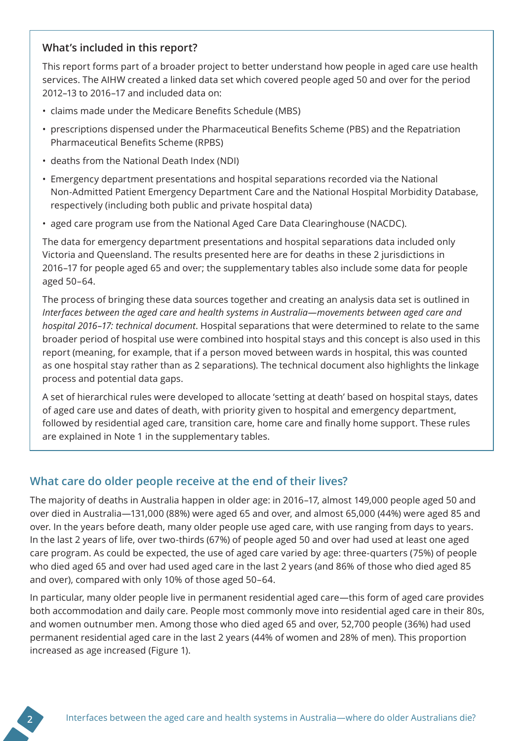### What's included in this report?

This report forms part of a broader project to better understand how people in aged care use health services. The AIHW created a linked data set which covered people aged 50 and over for the period 2012–13 to 2016–17 and included data on:

- claims made under the Medicare Benefits Schedule (MBS)
- prescriptions dispensed under the Pharmaceutical Benefits Scheme (PBS) and the Repatriation Pharmaceutical Benefits Scheme (RPBS)
- deaths from the National Death Index (NDI)
- Emergency department presentations and hospital separations recorded via the National Non-Admitted Patient Emergency Department Care and the National Hospital Morbidity Database, respectively (including both public and private hospital data)
- aged care program use from the National Aged Care Data Clearinghouse (NACDC).

The data for emergency department presentations and hospital separations data included only Victoria and Queensland. The results presented here are for deaths in these 2 jurisdictions in 2016–17 for people aged 65 and over; the supplementary tables also include some data for people aged 50–64.

The process of bringing these data sources together and creating an analysis data set is outlined in *Interfaces between the aged care and health systems in Australia—movements between aged care and hospital 2016–17: technical document*. Hospital separations that were determined to relate to the same broader period of hospital use were combined into hospital stays and this concept is also used in this report (meaning, for example, that if a person moved between wards in hospital, this was counted as one hospital stay rather than as 2 separations). The technical document also highlights the linkage process and potential data gaps.

A set of hierarchical rules were developed to allocate 'setting at death' based on hospital stays, dates of aged care use and dates of death, with priority given to hospital and emergency department, followed by residential aged care, transition care, home care and finally home support. These rules are explained in Note 1 in the supplementary tables.

## What care do older people receive at the end of their lives?

The majority of deaths in Australia happen in older age: in 2016–17, almost 149,000 people aged 50 and over died in Australia—131,000 (88%) were aged 65 and over, and almost 65,000 (44%) were aged 85 and over. In the years before death, many older people use aged care, with use ranging from days to years. In the last 2 years of life, over two-thirds (67%) of people aged 50 and over had used at least one aged care program. As could be expected, the use of aged care varied by age: three-quarters (75%) of people who died aged 65 and over had used aged care in the last 2 years (and 86% of those who died aged 85 and over), compared with only 10% of those aged 50–64.

In particular, many older people live in permanent residential aged care—this form of aged care provides both accommodation and daily care. People most commonly move into residential aged care in their 80s, and women outnumber men. Among those who died aged 65 and over, 52,700 people (36%) had used permanent residential aged care in the last 2 years (44% of women and 28% of men). This proportion increased as age increased (Figure 1).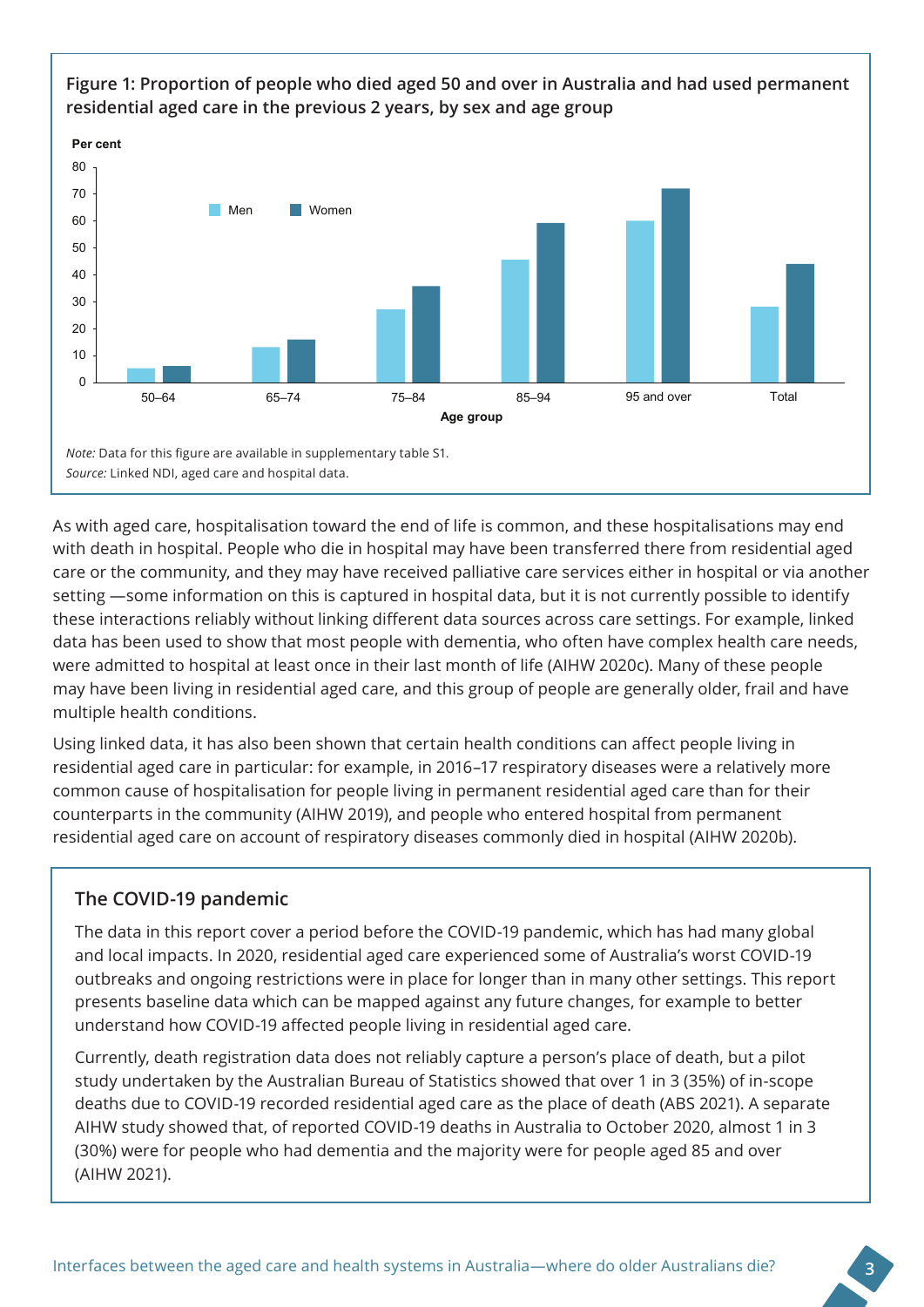**Figure 1: Proportion of people who died aged 50 and over in Australia and had used permanent residential aged care in the previous 2 years, by sex and age group**

*Note:* Data for this figure are available in supplementary table S1.
*Source:* Linked NDI, aged care and hospital data.

As with aged care, hospitalisation toward the end of life is common, and these hospitalisations may end with death in hospital. People who die in hospital may have been transferred there from residential aged care or the community, and they may have received palliative care services either in hospital or via another setting —some information on this is captured in hospital data, but it is not currently possible to identify these interactions reliably without linking different data sources across care settings. For example, linked data has been used to show that most people with dementia, who often have complex health care needs, were admitted to hospital at least once in their last month of life (AIHW 2020c). Many of these people may have been living in residential aged care, and this group of people are generally older, frail and have multiple health conditions.

Using linked data, it has also been shown that certain health conditions can affect people living in residential aged care in particular: for example, in 2016–17 respiratory diseases were a relatively more common cause of hospitalisation for people living in permanent residential aged care than for their counterparts in the community (AIHW 2019), and people who entered hospital from permanent residential aged care on account of respiratory diseases commonly died in hospital (AIHW 2020b).

### The COVID-19 pandemic

The data in this report cover a period before the COVID-19 pandemic, which has had many global and local impacts. In 2020, residential aged care experienced some of Australia's worst COVID-19 outbreaks and ongoing restrictions were in place for longer than in many other settings. This report presents baseline data which can be mapped against any future changes, for example to better understand how COVID-19 affected people living in residential aged care.

Currently, death registration data does not reliably capture a person's place of death, but a pilot study undertaken by the Australian Bureau of Statistics showed that over 1 in 3 (35%) of in-scope deaths due to COVID-19 recorded residential aged care as the place of death (ABS 2021). A separate AIHW study showed that, of reported COVID-19 deaths in Australia to October 2020, almost 1 in 3 (30%) were for people who had dementia and the majority were for people aged 85 and over (AIHW 2021).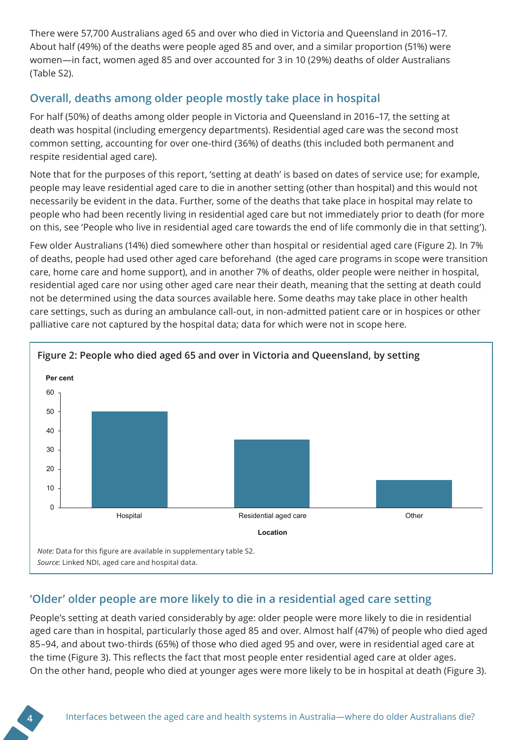There were 57,700 Australians aged 65 and over who died in Victoria and Queensland in 2016–17. About half (49%) of the deaths were people aged 85 and over, and a similar proportion (51%) were women—in fact, women aged 85 and over accounted for 3 in 10 (29%) deaths of older Australians (Table S2).

## Overall, deaths among older people mostly take place in hospital

For half (50%) of deaths among older people in Victoria and Queensland in 2016–17, the setting at death was hospital (including emergency departments). Residential aged care was the second most common setting, accounting for over one-third (36%) of deaths (this included both permanent and respite residential aged care).

Note that for the purposes of this report, 'setting at death' is based on dates of service use; for example, people may leave residential aged care to die in another setting (other than hospital) and this would not necessarily be evident in the data. Further, some of the deaths that take place in hospital may relate to people who had been recently living in residential aged care but not immediately prior to death (for more on this, see 'People who live in residential aged care towards the end of life commonly die in that setting').

Few older Australians (14%) died somewhere other than hospital or residential aged care (Figure 2). In 7% of deaths, people had used other aged care beforehand (the aged care programs in scope were transition care, home care and home support), and in another 7% of deaths, older people were neither in hospital, residential aged care nor using other aged care near their death, meaning that the setting at death could not be determined using the data sources available here. Some deaths may take place in other health care settings, such as during an ambulance call-out, in non-admitted patient care or in hospices or other palliative care not captured by the hospital data; data for which were not in scope here.

**Figure 2: People who died aged 65 and over in Victoria and Queensland, by setting**

*Note:* Data for this figure are available in supplementary table S2.
*Source:* Linked NDI, aged care and hospital data.

## 'Older' older people are more likely to die in a residential aged care setting

People's setting at death varied considerably by age: older people were more likely to die in residential aged care than in hospital, particularly those aged 85 and over. Almost half (47%) of people who died aged 85–94, and about two-thirds (65%) of those who died aged 95 and over, were in residential aged care at the time (Figure 3). This reflects the fact that most people enter residential aged care at older ages. On the other hand, people who died at younger ages were more likely to be in hospital at death (Figure 3).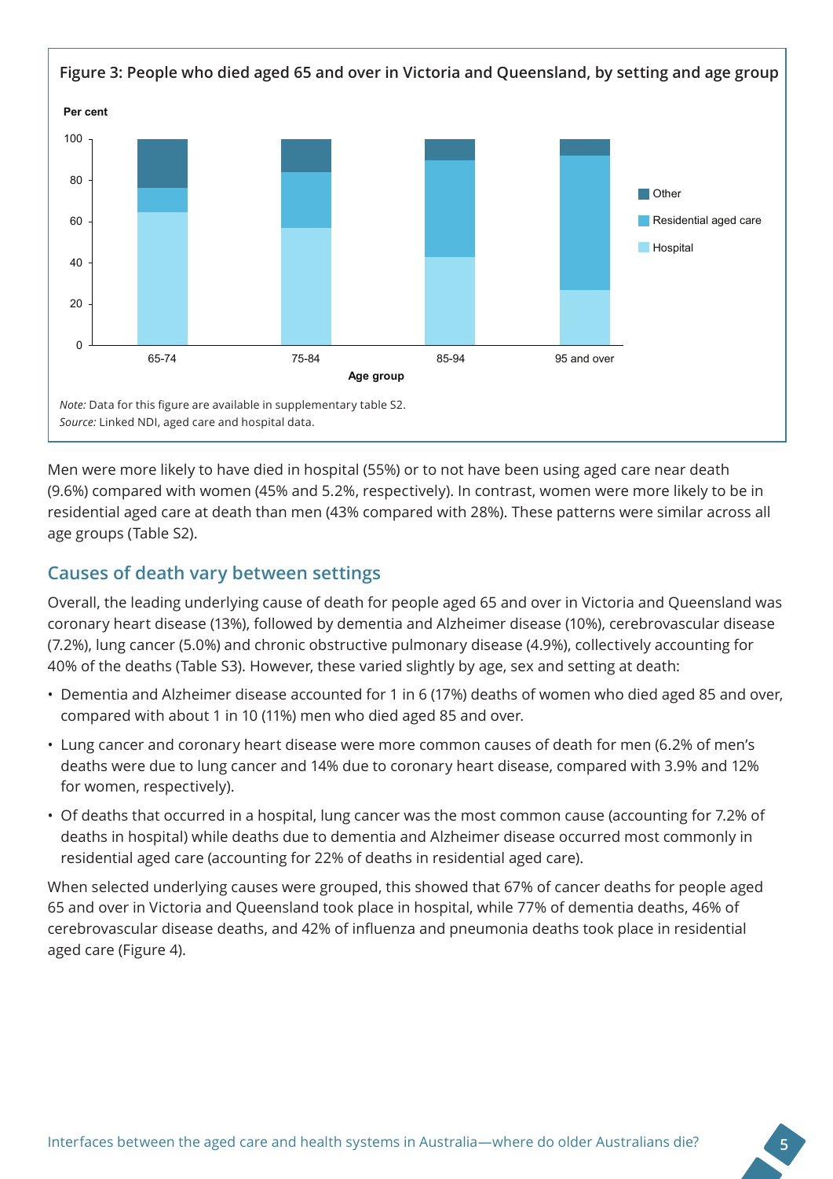**Figure 3: People who died aged 65 and over in Victoria and Queensland, by setting and age group**

*Note:* Data for this figure are available in supplementary table S2.
*Source:* Linked NDI, aged care and hospital data.

Men were more likely to have died in hospital (55%) or to not have been using aged care near death (9.6%) compared with women (45% and 5.2%, respectively). In contrast, women were more likely to be in residential aged care at death than men (43% compared with 28%). These patterns were similar across all age groups (Table S2).

## Causes of death vary between settings

Overall, the leading underlying cause of death for people aged 65 and over in Victoria and Queensland was coronary heart disease (13%), followed by dementia and Alzheimer disease (10%), cerebrovascular disease (7.2%), lung cancer (5.0%) and chronic obstructive pulmonary disease (4.9%), collectively accounting for 40% of the deaths (Table S3). However, these varied slightly by age, sex and setting at death:

- Dementia and Alzheimer disease accounted for 1 in 6 (17%) deaths of women who died aged 85 and over, compared with about 1 in 10 (11%) men who died aged 85 and over.
- Lung cancer and coronary heart disease were more common causes of death for men (6.2% of men's deaths were due to lung cancer and 14% due to coronary heart disease, compared with 3.9% and 12% for women, respectively).
- Of deaths that occurred in a hospital, lung cancer was the most common cause (accounting for 7.2% of deaths in hospital) while deaths due to dementia and Alzheimer disease occurred most commonly in residential aged care (accounting for 22% of deaths in residential aged care).

When selected underlying causes were grouped, this showed that 67% of cancer deaths for people aged 65 and over in Victoria and Queensland took place in hospital, while 77% of dementia deaths, 46% of cerebrovascular disease deaths, and 42% of influenza and pneumonia deaths took place in residential aged care (Figure 4).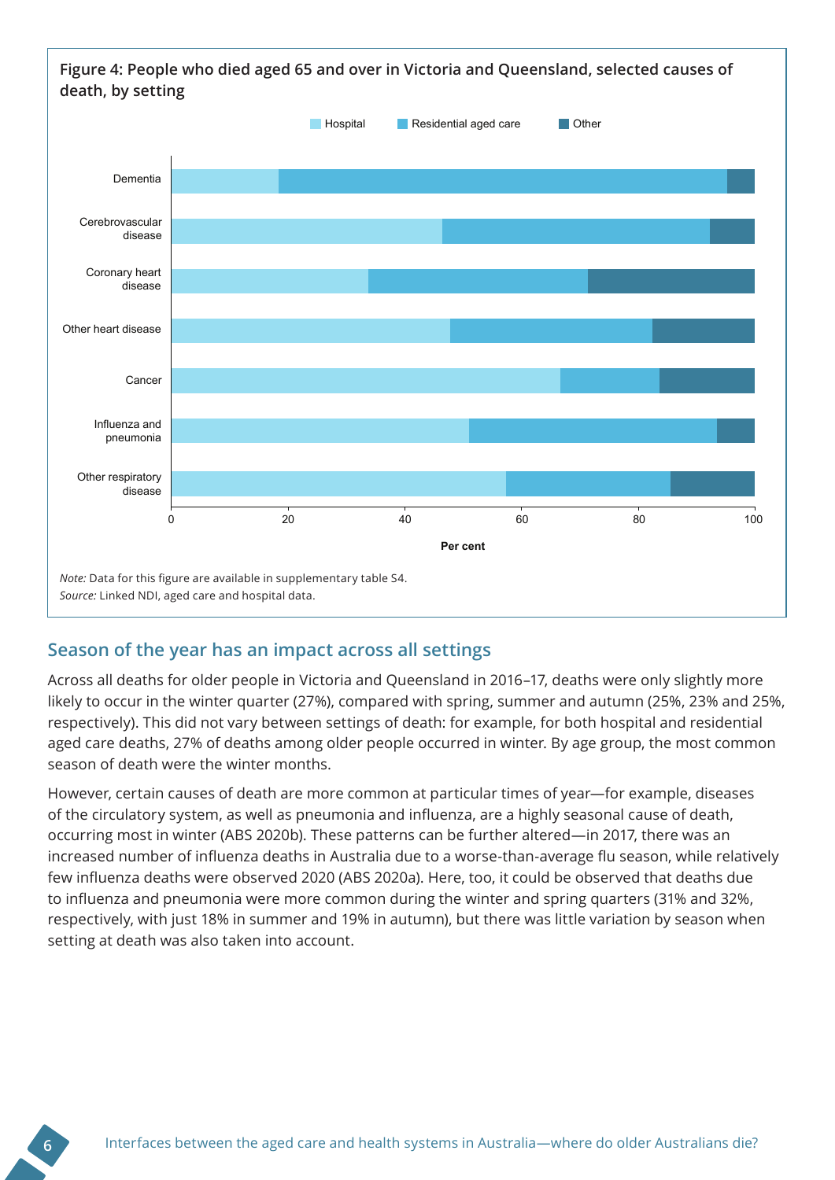**Figure 4: People who died aged 65 and over in Victoria and Queensland, selected causes of death, by setting**

*Note:* Data for this figure are available in supplementary table S4.
*Source:* Linked NDI, aged care and hospital data.

## Season of the year has an impact across all settings

Across all deaths for older people in Victoria and Queensland in 2016–17, deaths were only slightly more likely to occur in the winter quarter (27%), compared with spring, summer and autumn (25%, 23% and 25%, respectively). This did not vary between settings of death: for example, for both hospital and residential aged care deaths, 27% of deaths among older people occurred in winter. By age group, the most common season of death were the winter months.

However, certain causes of death are more common at particular times of year—for example, diseases of the circulatory system, as well as pneumonia and influenza, are a highly seasonal cause of death, occurring most in winter (ABS 2020b). These patterns can be further altered—in 2017, there was an increased number of influenza deaths in Australia due to a worse-than-average flu season, while relatively few influenza deaths were observed 2020 (ABS 2020a). Here, too, it could be observed that deaths due to influenza and pneumonia were more common during the winter and spring quarters (31% and 32%, respectively, with just 18% in summer and 19% in autumn), but there was little variation by season when setting at death was also taken into account.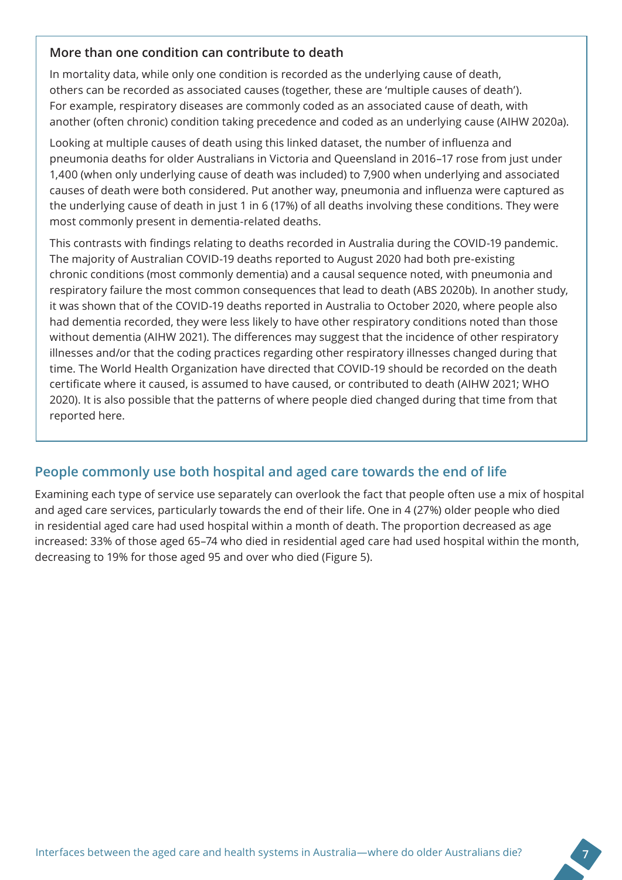### More than one condition can contribute to death

In mortality data, while only one condition is recorded as the underlying cause of death, others can be recorded as associated causes (together, these are 'multiple causes of death'). For example, respiratory diseases are commonly coded as an associated cause of death, with another (often chronic) condition taking precedence and coded as an underlying cause (AIHW 2020a).

Looking at multiple causes of death using this linked dataset, the number of influenza and pneumonia deaths for older Australians in Victoria and Queensland in 2016–17 rose from just under 1,400 (when only underlying cause of death was included) to 7,900 when underlying and associated causes of death were both considered. Put another way, pneumonia and influenza were captured as the underlying cause of death in just 1 in 6 (17%) of all deaths involving these conditions. They were most commonly present in dementia-related deaths.

This contrasts with findings relating to deaths recorded in Australia during the COVID-19 pandemic. The majority of Australian COVID-19 deaths reported to August 2020 had both pre-existing chronic conditions (most commonly dementia) and a causal sequence noted, with pneumonia and respiratory failure the most common consequences that lead to death (ABS 2020b). In another study, it was shown that of the COVID-19 deaths reported in Australia to October 2020, where people also had dementia recorded, they were less likely to have other respiratory conditions noted than those without dementia (AIHW 2021). The differences may suggest that the incidence of other respiratory illnesses and/or that the coding practices regarding other respiratory illnesses changed during that time. The World Health Organization have directed that COVID-19 should be recorded on the death certificate where it caused, is assumed to have caused, or contributed to death (AIHW 2021; WHO 2020). It is also possible that the patterns of where people died changed during that time from that reported here.

## People commonly use both hospital and aged care towards the end of life

Examining each type of service use separately can overlook the fact that people often use a mix of hospital and aged care services, particularly towards the end of their life. One in 4 (27%) older people who died in residential aged care had used hospital within a month of death. The proportion decreased as age increased: 33% of those aged 65–74 who died in residential aged care had used hospital within the month, decreasing to 19% for those aged 95 and over who died (Figure 5).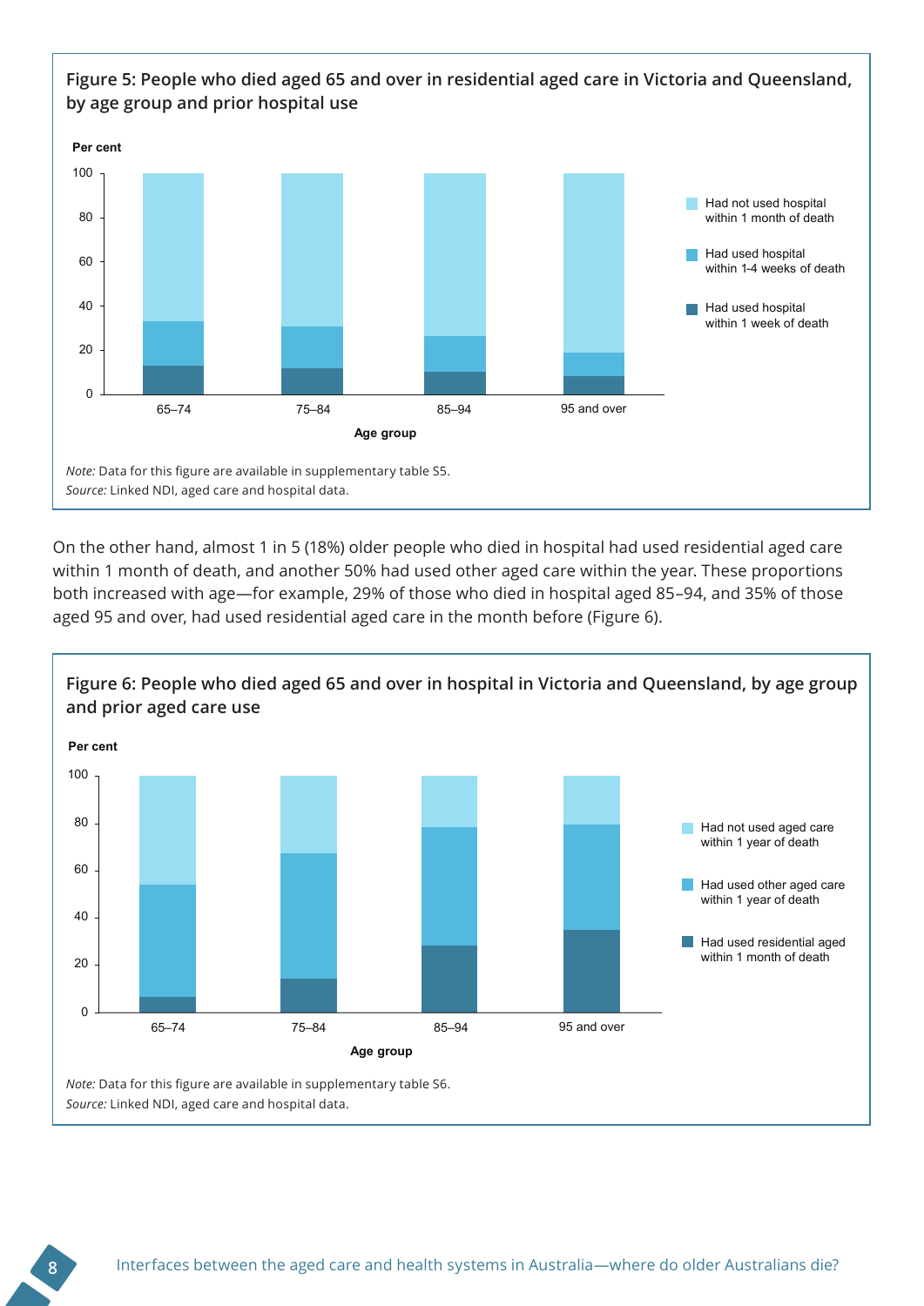**Figure 5: People who died aged 65 and over in residential aged care in Victoria and Queensland, by age group and prior hospital use**

*Note:* Data for this figure are available in supplementary table S5.
*Source:* Linked NDI, aged care and hospital data.

On the other hand, almost 1 in 5 (18%) older people who died in hospital had used residential aged care within 1 month of death, and another 50% had used other aged care within the year. These proportions both increased with age—for example, 29% of those who died in hospital aged 85–94, and 35% of those aged 95 and over, had used residential aged care in the month before (Figure 6).

**Figure 6: People who died aged 65 and over in hospital in Victoria and Queensland, by age group and prior aged care use**

*Note:* Data for this figure are available in supplementary table S6.
*Source:* Linked NDI, aged care and hospital data.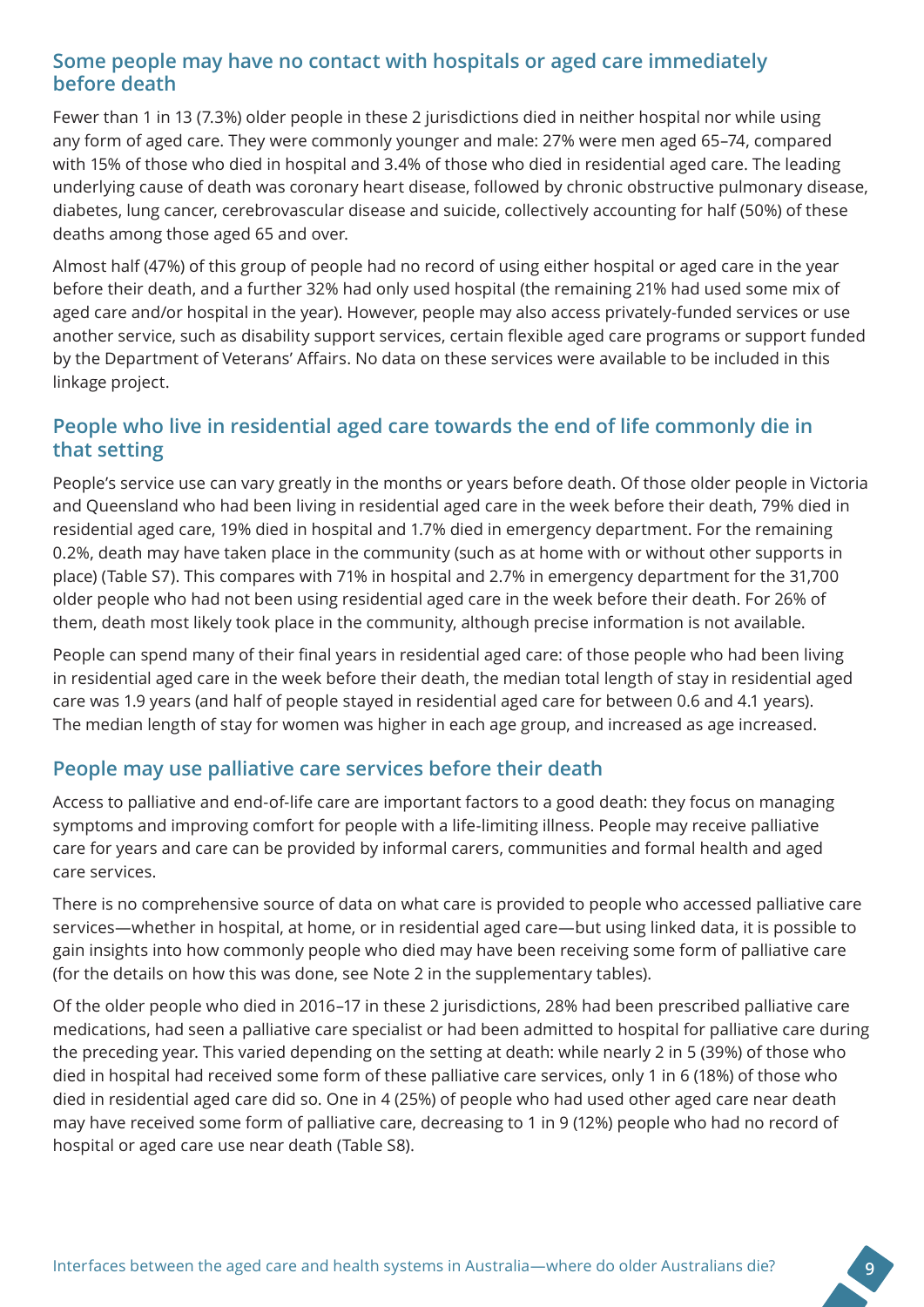## Some people may have no contact with hospitals or aged care immediately before death

Fewer than 1 in 13 (7.3%) older people in these 2 jurisdictions died in neither hospital nor while using any form of aged care. They were commonly younger and male: 27% were men aged 65–74, compared with 15% of those who died in hospital and 3.4% of those who died in residential aged care. The leading underlying cause of death was coronary heart disease, followed by chronic obstructive pulmonary disease, diabetes, lung cancer, cerebrovascular disease and suicide, collectively accounting for half (50%) of these deaths among those aged 65 and over.

Almost half (47%) of this group of people had no record of using either hospital or aged care in the year before their death, and a further 32% had only used hospital (the remaining 21% had used some mix of aged care and/or hospital in the year). However, people may also access privately-funded services or use another service, such as disability support services, certain flexible aged care programs or support funded by the Department of Veterans' Affairs. No data on these services were available to be included in this linkage project.

## People who live in residential aged care towards the end of life commonly die in that setting

People's service use can vary greatly in the months or years before death. Of those older people in Victoria and Queensland who had been living in residential aged care in the week before their death, 79% died in residential aged care, 19% died in hospital and 1.7% died in emergency department. For the remaining 0.2%, death may have taken place in the community (such as at home with or without other supports in place) (Table S7). This compares with 71% in hospital and 2.7% in emergency department for the 31,700 older people who had not been using residential aged care in the week before their death. For 26% of them, death most likely took place in the community, although precise information is not available.

People can spend many of their final years in residential aged care: of those people who had been living in residential aged care in the week before their death, the median total length of stay in residential aged care was 1.9 years (and half of people stayed in residential aged care for between 0.6 and 4.1 years). The median length of stay for women was higher in each age group, and increased as age increased.

## People may use palliative care services before their death

Access to palliative and end-of-life care are important factors to a good death: they focus on managing symptoms and improving comfort for people with a life-limiting illness. People may receive palliative care for years and care can be provided by informal carers, communities and formal health and aged care services.

There is no comprehensive source of data on what care is provided to people who accessed palliative care services—whether in hospital, at home, or in residential aged care—but using linked data, it is possible to gain insights into how commonly people who died may have been receiving some form of palliative care (for the details on how this was done, see Note 2 in the supplementary tables).

Of the older people who died in 2016–17 in these 2 jurisdictions, 28% had been prescribed palliative care medications, had seen a palliative care specialist or had been admitted to hospital for palliative care during the preceding year. This varied depending on the setting at death: while nearly 2 in 5 (39%) of those who died in hospital had received some form of these palliative care services, only 1 in 6 (18%) of those who died in residential aged care did so. One in 4 (25%) of people who had used other aged care near death may have received some form of palliative care, decreasing to 1 in 9 (12%) people who had no record of hospital or aged care use near death (Table S8).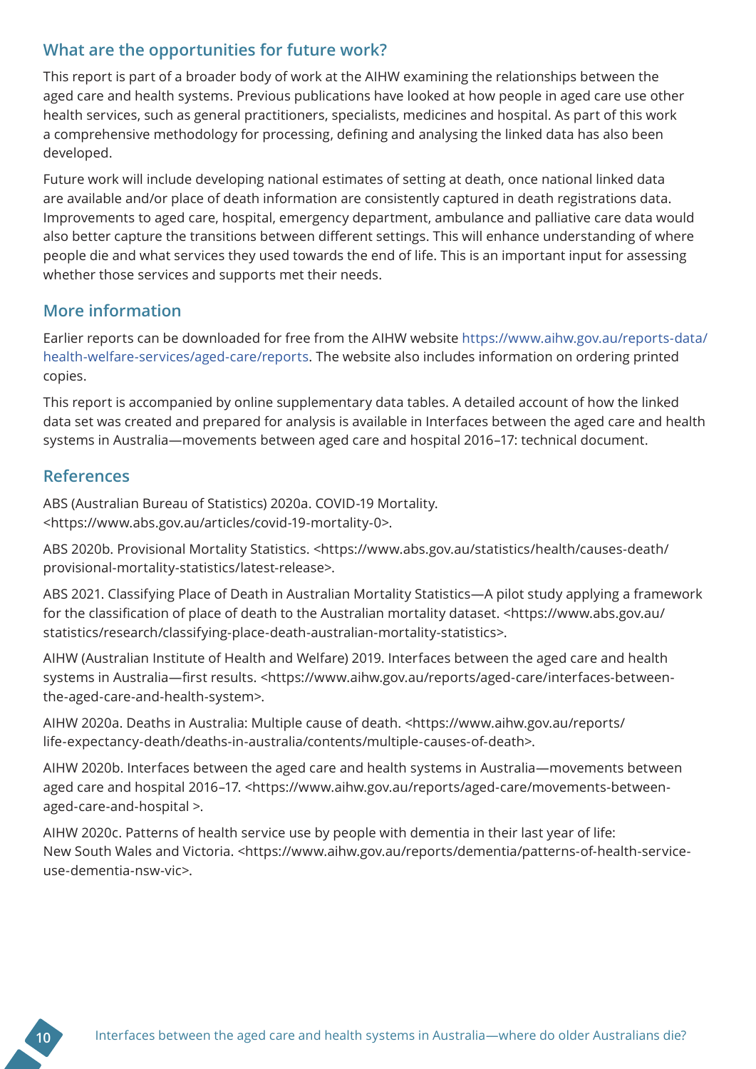## What are the opportunities for future work?

This report is part of a broader body of work at the AIHW examining the relationships between the aged care and health systems. Previous publications have looked at how people in aged care use other health services, such as general practitioners, specialists, medicines and hospital. As part of this work a comprehensive methodology for processing, defining and analysing the linked data has also been developed.

Future work will include developing national estimates of setting at death, once national linked data are available and/or place of death information are consistently captured in death registrations data. Improvements to aged care, hospital, emergency department, ambulance and palliative care data would also better capture the transitions between different settings. This will enhance understanding of where people die and what services they used towards the end of life. This is an important input for assessing whether those services and supports met their needs.

## More information

Earlier reports can be downloaded for free from the AIHW website https://www.aihw.gov.au/reports-data/health-welfare-services/aged-care/reports. The website also includes information on ordering printed copies.

This report is accompanied by online supplementary data tables. A detailed account of how the linked data set was created and prepared for analysis is available in Interfaces between the aged care and health systems in Australia—movements between aged care and hospital 2016–17: technical document.

## References

ABS (Australian Bureau of Statistics) 2020a. COVID-19 Mortality. <https://www.abs.gov.au/articles/covid-19-mortality-0>.

ABS 2020b. Provisional Mortality Statistics. <https://www.abs.gov.au/statistics/health/causes-death/provisional-mortality-statistics/latest-release>.

ABS 2021. Classifying Place of Death in Australian Mortality Statistics—A pilot study applying a framework for the classification of place of death to the Australian mortality dataset. <https://www.abs.gov.au/statistics/research/classifying-place-death-australian-mortality-statistics>.

AIHW (Australian Institute of Health and Welfare) 2019. Interfaces between the aged care and health systems in Australia—first results. <https://www.aihw.gov.au/reports/aged-care/interfaces-between-the-aged-care-and-health-system>.

AIHW 2020a. Deaths in Australia: Multiple cause of death. <https://www.aihw.gov.au/reports/life-expectancy-death/deaths-in-australia/contents/multiple-causes-of-death>.

AIHW 2020b. Interfaces between the aged care and health systems in Australia—movements between aged care and hospital 2016–17. <https://www.aihw.gov.au/reports/aged-care/movements-between-aged-care-and-hospital >.

AIHW 2020c. Patterns of health service use by people with dementia in their last year of life: New South Wales and Victoria. <https://www.aihw.gov.au/reports/dementia/patterns-of-health-service-use-dementia-nsw-vic>.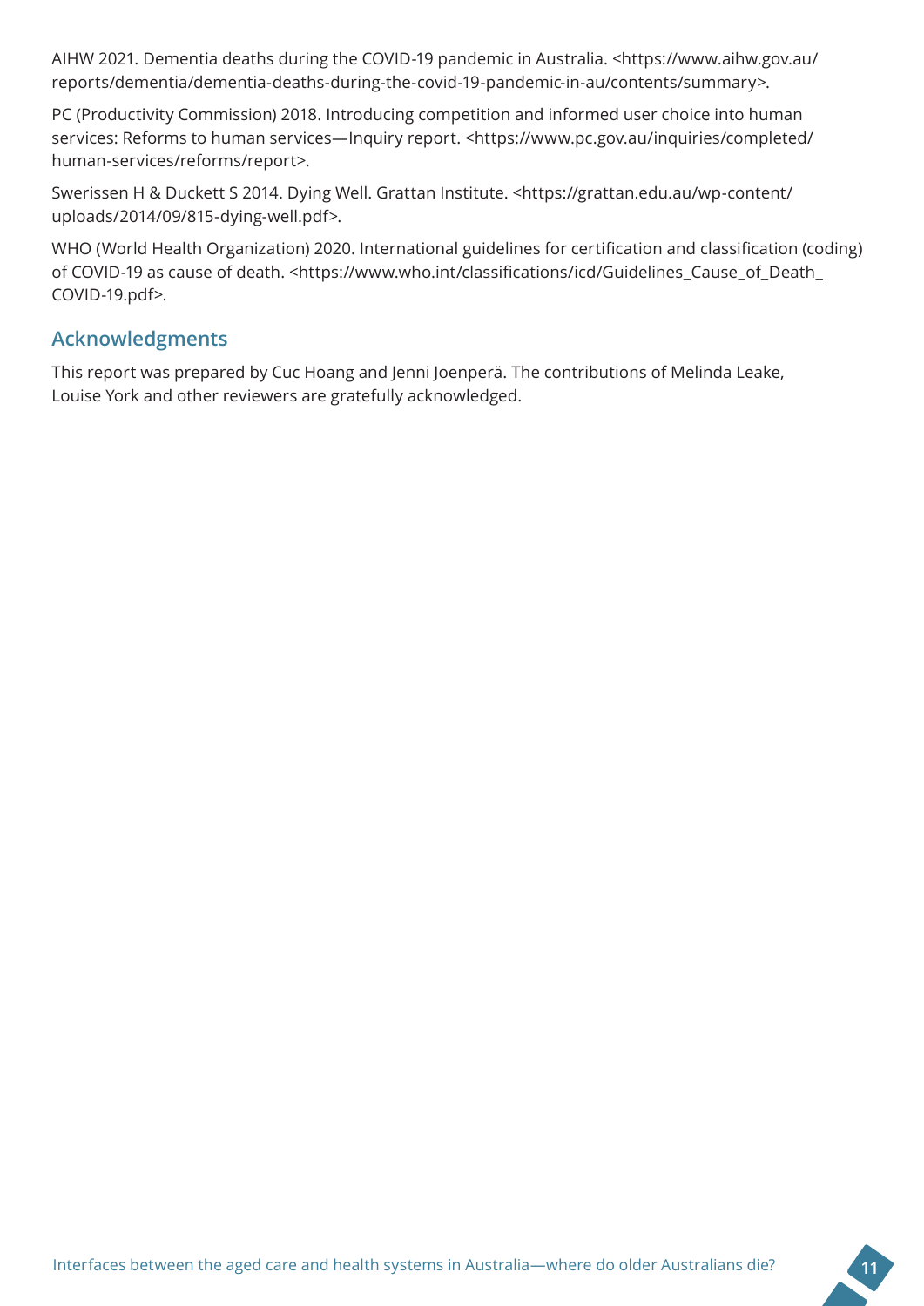AIHW 2021. Dementia deaths during the COVID-19 pandemic in Australia. <https://www.aihw.gov.au/reports/dementia/dementia-deaths-during-the-covid-19-pandemic-in-au/contents/summary>.

PC (Productivity Commission) 2018. Introducing competition and informed user choice into human services: Reforms to human services—Inquiry report. <https://www.pc.gov.au/inquiries/completed/human-services/reforms/report>.

Swerissen H & Duckett S 2014. Dying Well. Grattan Institute. <https://grattan.edu.au/wp-content/uploads/2014/09/815-dying-well.pdf>.

WHO (World Health Organization) 2020. International guidelines for certification and classification (coding) of COVID-19 as cause of death. <https://www.who.int/classifications/icd/Guidelines_Cause_of_Death_COVID-19.pdf>.

## Acknowledgments

This report was prepared by Cuc Hoang and Jenni Joenperä. The contributions of Melinda Leake, Louise York and other reviewers are gratefully acknowledged.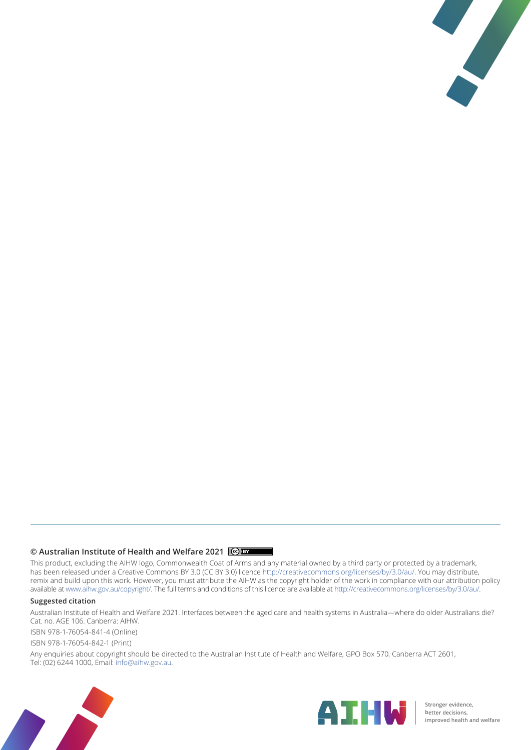**© Australian Institute of Health and Welfare 2021**

This product, excluding the AIHW logo, Commonwealth Coat of Arms and any material owned by a third party or protected by a trademark, has been released under a Creative Commons BY 3.0 (CC BY 3.0) licence http://creativecommons.org/licenses/by/3.0/au/. You may distribute, remix and build upon this work. However, you must attribute the AIHW as the copyright holder of the work in compliance with our attribution policy available at www.aihw.gov.au/copyright/. The full terms and conditions of this licence are available at http://creativecommons.org/licenses/by/3.0/au/.

**Suggested citation**

Australian Institute of Health and Welfare 2021. Interfaces between the aged care and health systems in Australia—where do older Australians die? Cat. no. AGE 106. Canberra: AIHW.

ISBN 978-1-76054-841-4 (Online)

ISBN 978-1-76054-842-1 (Print)

Any enquiries about copyright should be directed to the Australian Institute of Health and Welfare, GPO Box 570, Canberra ACT 2601, Tel: (02) 6244 1000, Email: info@aihw.gov.au.

AIHW

Stronger evidence,
better decisions,
improved health and welfare